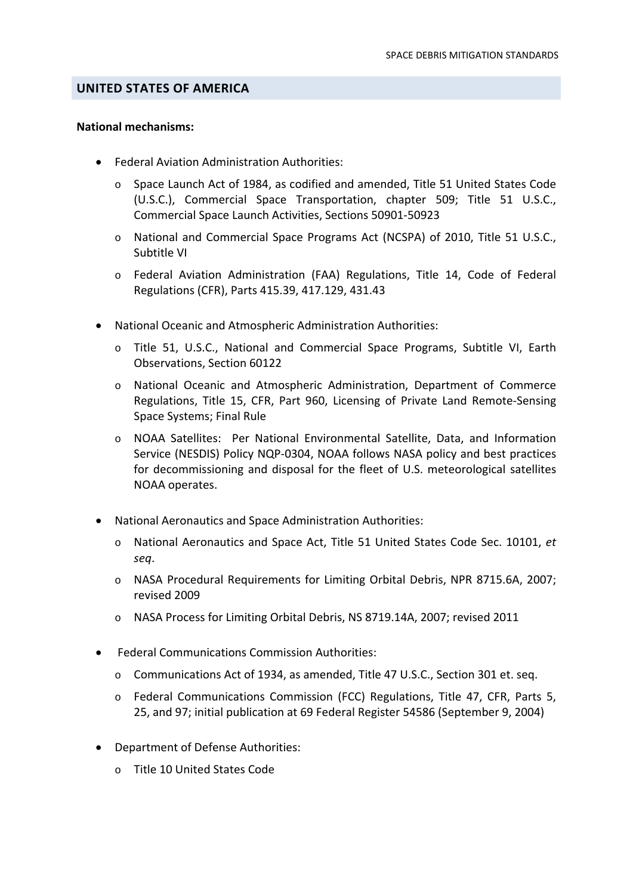## UNITED STATES OF AMERICA

**National mechanisms:**

- Federal Aviation Administration Authorities:
  - Space Launch Act of 1984, as codified and amended, Title 51 United States Code (U.S.C.), Commercial Space Transportation, chapter 509; Title 51 U.S.C., Commercial Space Launch Activities, Sections 50901-50923
  - National and Commercial Space Programs Act (NCSPA) of 2010, Title 51 U.S.C., Subtitle VI
  - Federal Aviation Administration (FAA) Regulations, Title 14, Code of Federal Regulations (CFR), Parts 415.39, 417.129, 431.43

- National Oceanic and Atmospheric Administration Authorities:
  - Title 51, U.S.C., National and Commercial Space Programs, Subtitle VI, Earth Observations, Section 60122
  - National Oceanic and Atmospheric Administration, Department of Commerce Regulations, Title 15, CFR, Part 960, Licensing of Private Land Remote-Sensing Space Systems; Final Rule
  - NOAA Satellites: Per National Environmental Satellite, Data, and Information Service (NESDIS) Policy NQP-0304, NOAA follows NASA policy and best practices for decommissioning and disposal for the fleet of U.S. meteorological satellites NOAA operates.

- National Aeronautics and Space Administration Authorities:
  - National Aeronautics and Space Act, Title 51 United States Code Sec. 10101, *et seq*.
  - NASA Procedural Requirements for Limiting Orbital Debris, NPR 8715.6A, 2007; revised 2009
  - NASA Process for Limiting Orbital Debris, NS 8719.14A, 2007; revised 2011

- Federal Communications Commission Authorities:
  - Communications Act of 1934, as amended, Title 47 U.S.C., Section 301 et. seq.
  - Federal Communications Commission (FCC) Regulations, Title 47, CFR, Parts 5, 25, and 97; initial publication at 69 Federal Register 54586 (September 9, 2004)

- Department of Defense Authorities:
  - Title 10 United States Code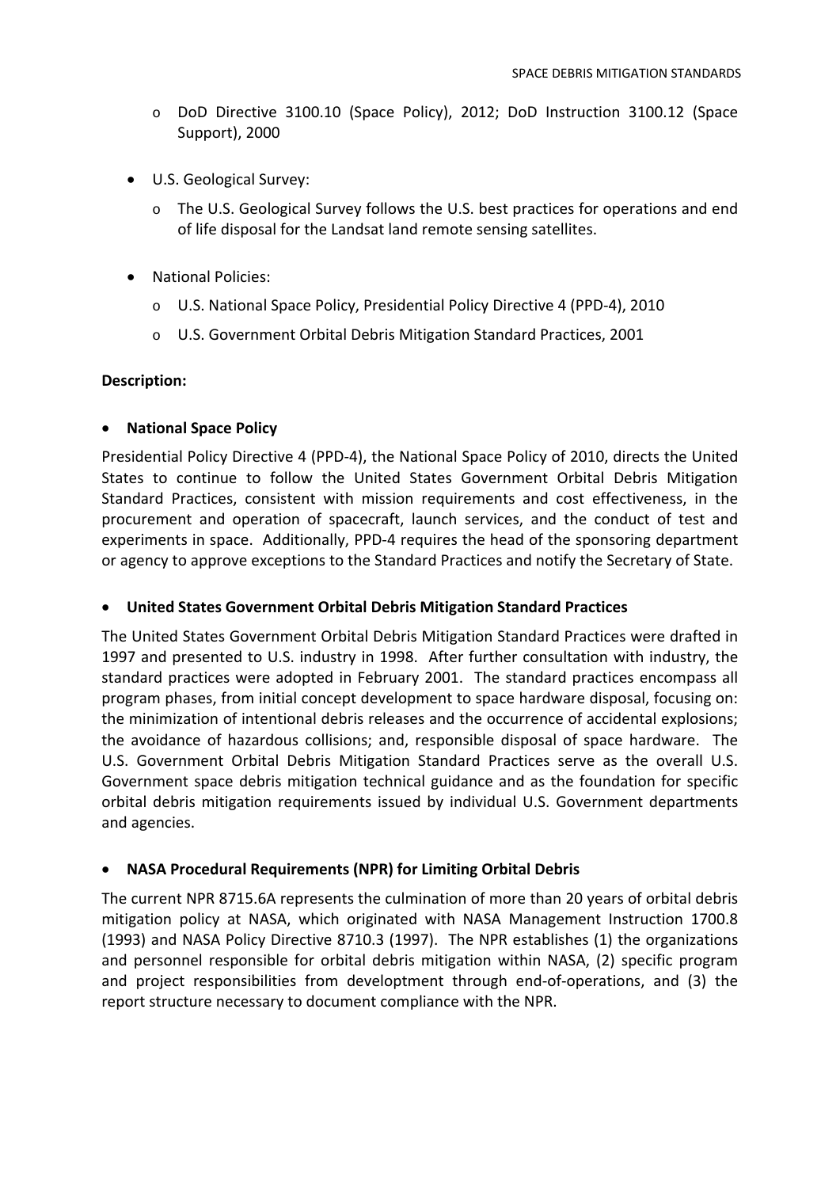- DoD Directive 3100.10 (Space Policy), 2012; DoD Instruction 3100.12 (Space Support), 2000

- U.S. Geological Survey:
  - The U.S. Geological Survey follows the U.S. best practices for operations and end of life disposal for the Landsat land remote sensing satellites.

- National Policies:
  - U.S. National Space Policy, Presidential Policy Directive 4 (PPD-4), 2010
  - U.S. Government Orbital Debris Mitigation Standard Practices, 2001

**Description:**

- **National Space Policy**

Presidential Policy Directive 4 (PPD-4), the National Space Policy of 2010, directs the United States to continue to follow the United States Government Orbital Debris Mitigation Standard Practices, consistent with mission requirements and cost effectiveness, in the procurement and operation of spacecraft, launch services, and the conduct of test and experiments in space. Additionally, PPD-4 requires the head of the sponsoring department or agency to approve exceptions to the Standard Practices and notify the Secretary of State.

- **United States Government Orbital Debris Mitigation Standard Practices**

The United States Government Orbital Debris Mitigation Standard Practices were drafted in 1997 and presented to U.S. industry in 1998. After further consultation with industry, the standard practices were adopted in February 2001. The standard practices encompass all program phases, from initial concept development to space hardware disposal, focusing on: the minimization of intentional debris releases and the occurrence of accidental explosions; the avoidance of hazardous collisions; and, responsible disposal of space hardware. The U.S. Government Orbital Debris Mitigation Standard Practices serve as the overall U.S. Government space debris mitigation technical guidance and as the foundation for specific orbital debris mitigation requirements issued by individual U.S. Government departments and agencies.

- **NASA Procedural Requirements (NPR) for Limiting Orbital Debris**

The current NPR 8715.6A represents the culmination of more than 20 years of orbital debris mitigation policy at NASA, which originated with NASA Management Instruction 1700.8 (1993) and NASA Policy Directive 8710.3 (1997). The NPR establishes (1) the organizations and personnel responsible for orbital debris mitigation within NASA, (2) specific program and project responsibilities from developtment through end-of-operations, and (3) the report structure necessary to document compliance with the NPR.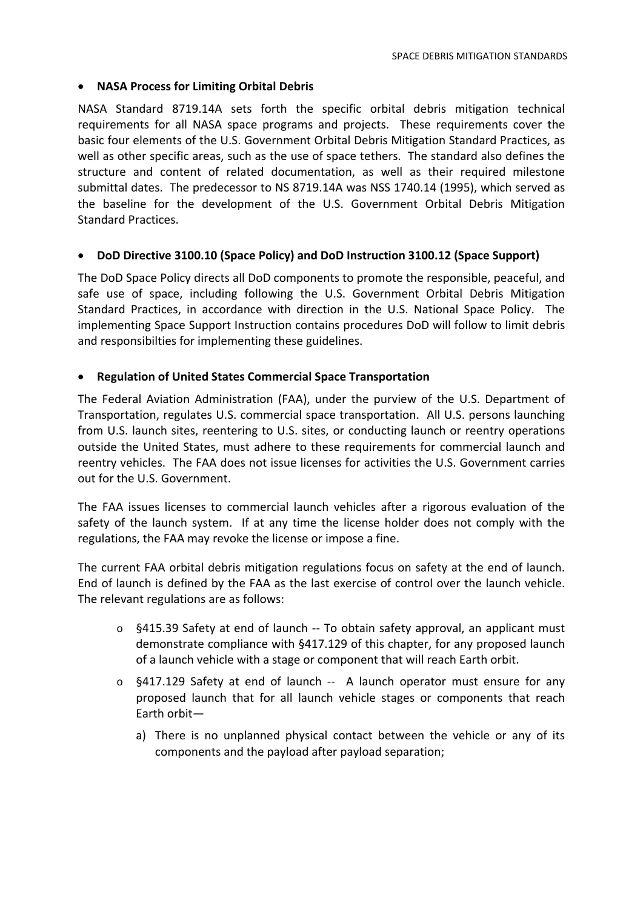- **NASA Process for Limiting Orbital Debris**

NASA Standard 8719.14A sets forth the specific orbital debris mitigation technical requirements for all NASA space programs and projects. These requirements cover the basic four elements of the U.S. Government Orbital Debris Mitigation Standard Practices, as well as other specific areas, such as the use of space tethers. The standard also defines the structure and content of related documentation, as well as their required milestone submittal dates. The predecessor to NS 8719.14A was NSS 1740.14 (1995), which served as the baseline for the development of the U.S. Government Orbital Debris Mitigation Standard Practices.

- **DoD Directive 3100.10 (Space Policy) and DoD Instruction 3100.12 (Space Support)**

The DoD Space Policy directs all DoD components to promote the responsible, peaceful, and safe use of space, including following the U.S. Government Orbital Debris Mitigation Standard Practices, in accordance with direction in the U.S. National Space Policy. The implementing Space Support Instruction contains procedures DoD will follow to limit debris and responsibilties for implementing these guidelines.

- **Regulation of United States Commercial Space Transportation**

The Federal Aviation Administration (FAA), under the purview of the U.S. Department of Transportation, regulates U.S. commercial space transportation. All U.S. persons launching from U.S. launch sites, reentering to U.S. sites, or conducting launch or reentry operations outside the United States, must adhere to these requirements for commercial launch and reentry vehicles. The FAA does not issue licenses for activities the U.S. Government carries out for the U.S. Government.

The FAA issues licenses to commercial launch vehicles after a rigorous evaluation of the safety of the launch system. If at any time the license holder does not comply with the regulations, the FAA may revoke the license or impose a fine.

The current FAA orbital debris mitigation regulations focus on safety at the end of launch. End of launch is defined by the FAA as the last exercise of control over the launch vehicle. The relevant regulations are as follows:

- §415.39 Safety at end of launch -- To obtain safety approval, an applicant must demonstrate compliance with §417.129 of this chapter, for any proposed launch of a launch vehicle with a stage or component that will reach Earth orbit.
- §417.129 Safety at end of launch -- A launch operator must ensure for any proposed launch that for all launch vehicle stages or components that reach Earth orbit—
  a) There is no unplanned physical contact between the vehicle or any of its components and the payload after payload separation;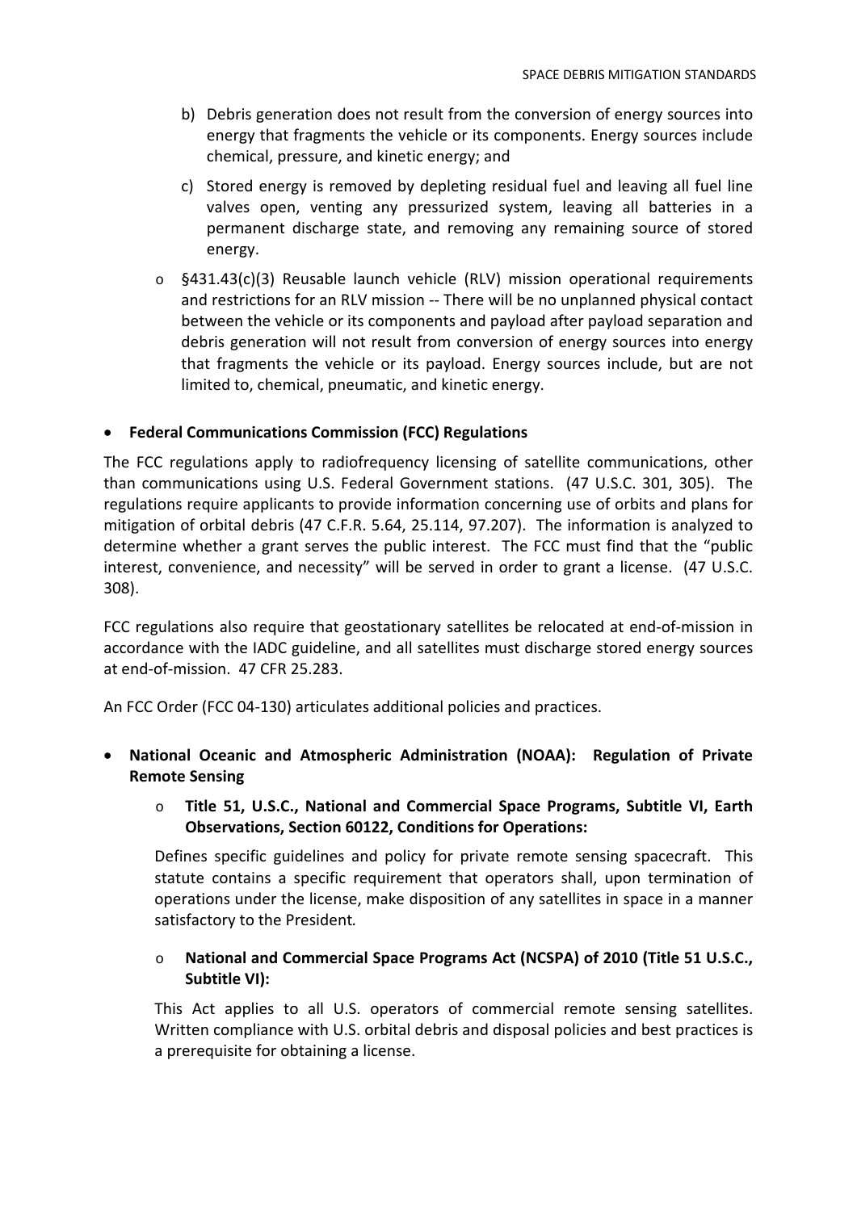b) Debris generation does not result from the conversion of energy sources into energy that fragments the vehicle or its components. Energy sources include chemical, pressure, and kinetic energy; and

c) Stored energy is removed by depleting residual fuel and leaving all fuel line valves open, venting any pressurized system, leaving all batteries in a permanent discharge state, and removing any remaining source of stored energy.

- §431.43(c)(3) Reusable launch vehicle (RLV) mission operational requirements and restrictions for an RLV mission -- There will be no unplanned physical contact between the vehicle or its components and payload after payload separation and debris generation will not result from conversion of energy sources into energy that fragments the vehicle or its payload. Energy sources include, but are not limited to, chemical, pneumatic, and kinetic energy.

- **Federal Communications Commission (FCC) Regulations**

The FCC regulations apply to radiofrequency licensing of satellite communications, other than communications using U.S. Federal Government stations. (47 U.S.C. 301, 305). The regulations require applicants to provide information concerning use of orbits and plans for mitigation of orbital debris (47 C.F.R. 5.64, 25.114, 97.207). The information is analyzed to determine whether a grant serves the public interest. The FCC must find that the "public interest, convenience, and necessity" will be served in order to grant a license. (47 U.S.C. 308).

FCC regulations also require that geostationary satellites be relocated at end-of-mission in accordance with the IADC guideline, and all satellites must discharge stored energy sources at end-of-mission. 47 CFR 25.283.

An FCC Order (FCC 04-130) articulates additional policies and practices.

- **National Oceanic and Atmospheric Administration (NOAA): Regulation of Private Remote Sensing**
  - **Title 51, U.S.C., National and Commercial Space Programs, Subtitle VI, Earth Observations, Section 60122, Conditions for Operations:**

    Defines specific guidelines and policy for private remote sensing spacecraft. This statute contains a specific requirement that operators shall, upon termination of operations under the license, make disposition of any satellites in space in a manner satisfactory to the President.

  - **National and Commercial Space Programs Act (NCSPA) of 2010 (Title 51 U.S.C., Subtitle VI):**

    This Act applies to all U.S. operators of commercial remote sensing satellites. Written compliance with U.S. orbital debris and disposal policies and best practices is a prerequisite for obtaining a license.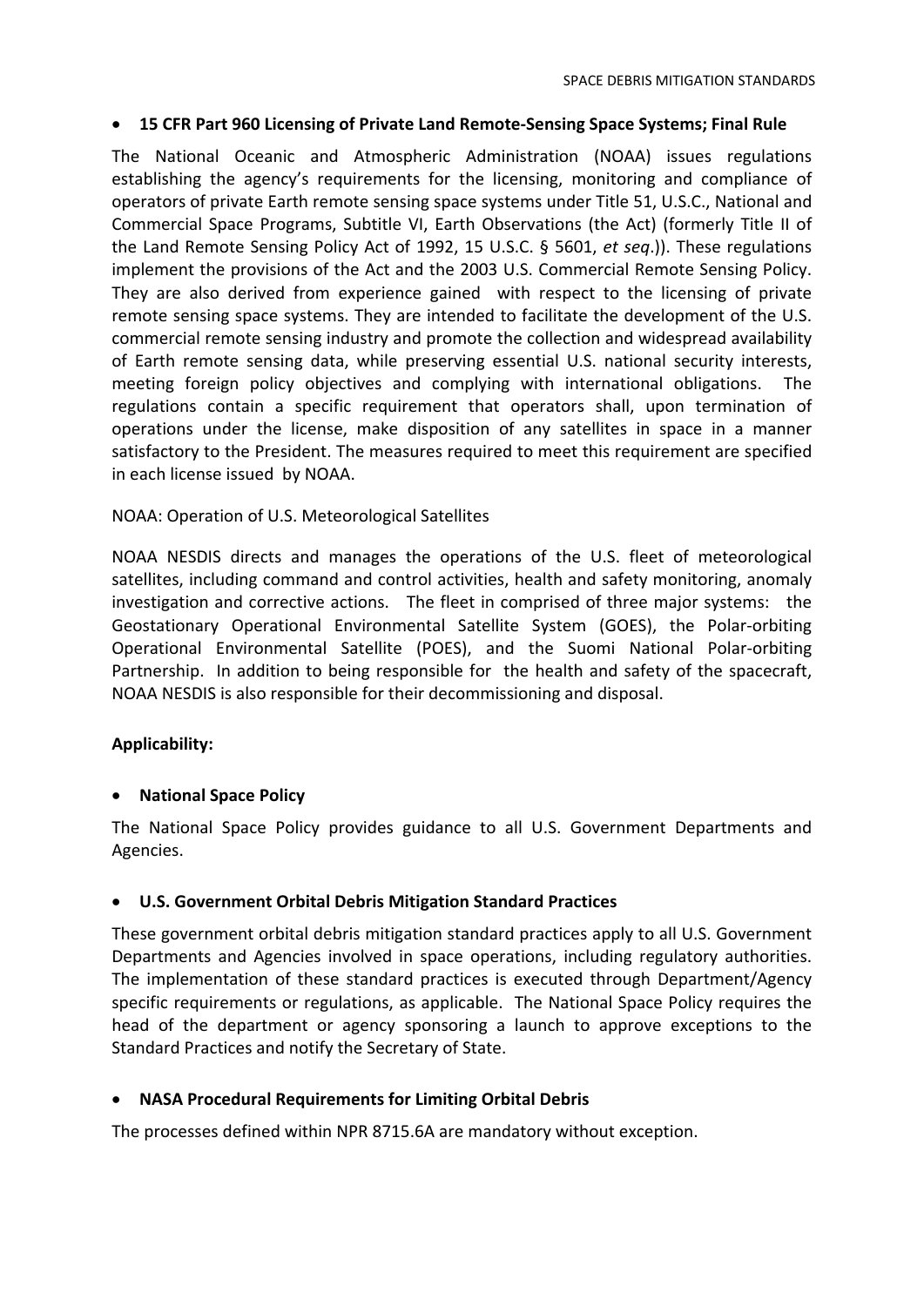- **15 CFR Part 960 Licensing of Private Land Remote-Sensing Space Systems; Final Rule**

The National Oceanic and Atmospheric Administration (NOAA) issues regulations establishing the agency's requirements for the licensing, monitoring and compliance of operators of private Earth remote sensing space systems under Title 51, U.S.C., National and Commercial Space Programs, Subtitle VI, Earth Observations (the Act) (formerly Title II of the Land Remote Sensing Policy Act of 1992, 15 U.S.C. § 5601, *et seq*.)). These regulations implement the provisions of the Act and the 2003 U.S. Commercial Remote Sensing Policy. They are also derived from experience gained with respect to the licensing of private remote sensing space systems. They are intended to facilitate the development of the U.S. commercial remote sensing industry and promote the collection and widespread availability of Earth remote sensing data, while preserving essential U.S. national security interests, meeting foreign policy objectives and complying with international obligations. The regulations contain a specific requirement that operators shall, upon termination of operations under the license, make disposition of any satellites in space in a manner satisfactory to the President. The measures required to meet this requirement are specified in each license issued by NOAA.

NOAA: Operation of U.S. Meteorological Satellites

NOAA NESDIS directs and manages the operations of the U.S. fleet of meteorological satellites, including command and control activities, health and safety monitoring, anomaly investigation and corrective actions. The fleet in comprised of three major systems: the Geostationary Operational Environmental Satellite System (GOES), the Polar-orbiting Operational Environmental Satellite (POES), and the Suomi National Polar-orbiting Partnership. In addition to being responsible for the health and safety of the spacecraft, NOAA NESDIS is also responsible for their decommissioning and disposal.

**Applicability:**

- **National Space Policy**

The National Space Policy provides guidance to all U.S. Government Departments and Agencies.

- **U.S. Government Orbital Debris Mitigation Standard Practices**

These government orbital debris mitigation standard practices apply to all U.S. Government Departments and Agencies involved in space operations, including regulatory authorities. The implementation of these standard practices is executed through Department/Agency specific requirements or regulations, as applicable. The National Space Policy requires the head of the department or agency sponsoring a launch to approve exceptions to the Standard Practices and notify the Secretary of State.

- **NASA Procedural Requirements for Limiting Orbital Debris**

The processes defined within NPR 8715.6A are mandatory without exception.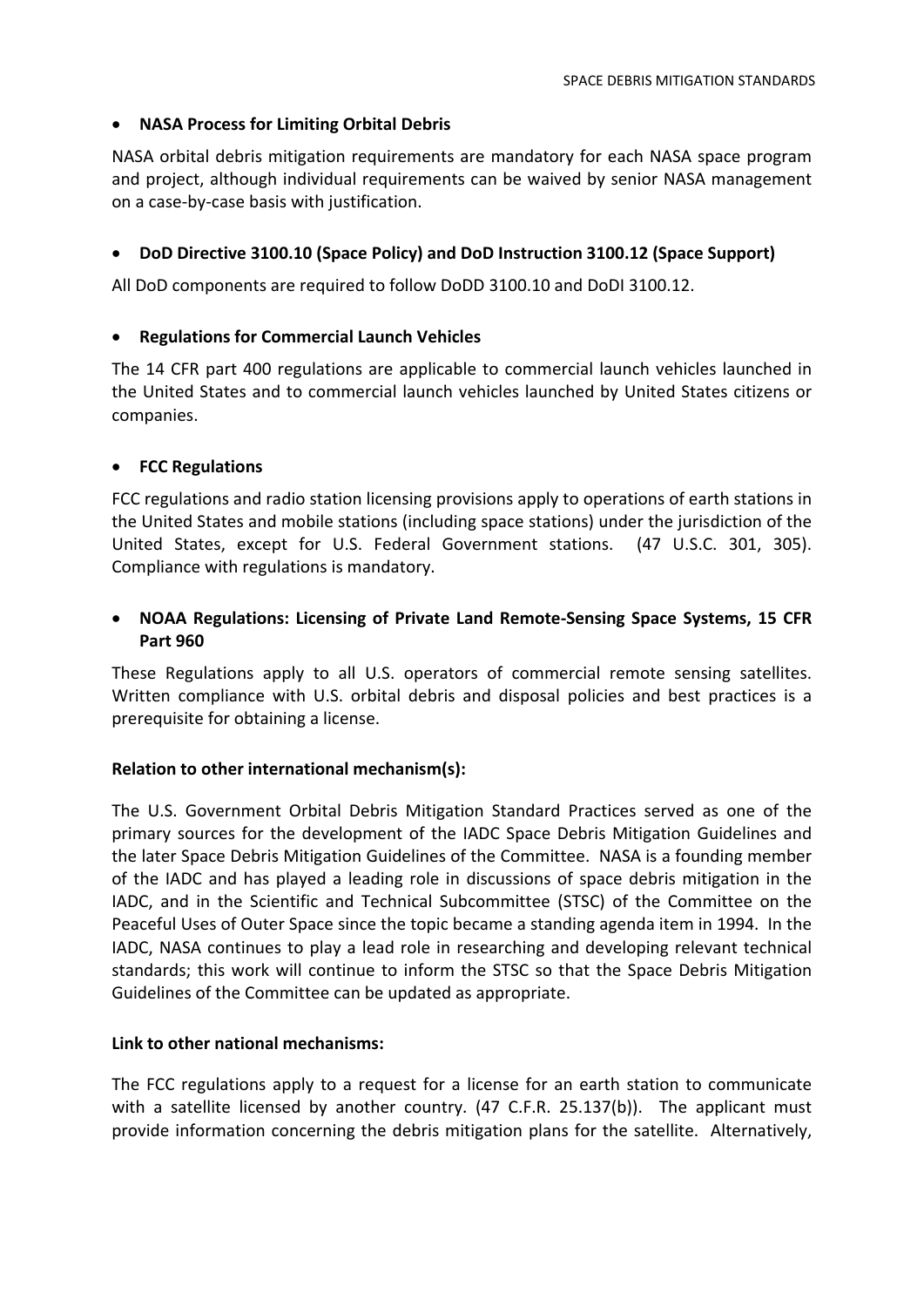- **NASA Process for Limiting Orbital Debris**

NASA orbital debris mitigation requirements are mandatory for each NASA space program and project, although individual requirements can be waived by senior NASA management on a case-by-case basis with justification.

- **DoD Directive 3100.10 (Space Policy) and DoD Instruction 3100.12 (Space Support)**

All DoD components are required to follow DoDD 3100.10 and DoDI 3100.12.

- **Regulations for Commercial Launch Vehicles**

The 14 CFR part 400 regulations are applicable to commercial launch vehicles launched in the United States and to commercial launch vehicles launched by United States citizens or companies.

- **FCC Regulations**

FCC regulations and radio station licensing provisions apply to operations of earth stations in the United States and mobile stations (including space stations) under the jurisdiction of the United States, except for U.S. Federal Government stations. (47 U.S.C. 301, 305). Compliance with regulations is mandatory.

- **NOAA Regulations: Licensing of Private Land Remote-Sensing Space Systems, 15 CFR Part 960**

These Regulations apply to all U.S. operators of commercial remote sensing satellites. Written compliance with U.S. orbital debris and disposal policies and best practices is a prerequisite for obtaining a license.

**Relation to other international mechanism(s):**

The U.S. Government Orbital Debris Mitigation Standard Practices served as one of the primary sources for the development of the IADC Space Debris Mitigation Guidelines and the later Space Debris Mitigation Guidelines of the Committee. NASA is a founding member of the IADC and has played a leading role in discussions of space debris mitigation in the IADC, and in the Scientific and Technical Subcommittee (STSC) of the Committee on the Peaceful Uses of Outer Space since the topic became a standing agenda item in 1994. In the IADC, NASA continues to play a lead role in researching and developing relevant technical standards; this work will continue to inform the STSC so that the Space Debris Mitigation Guidelines of the Committee can be updated as appropriate.

**Link to other national mechanisms:**

The FCC regulations apply to a request for a license for an earth station to communicate with a satellite licensed by another country. (47 C.F.R. 25.137(b)). The applicant must provide information concerning the debris mitigation plans for the satellite. Alternatively,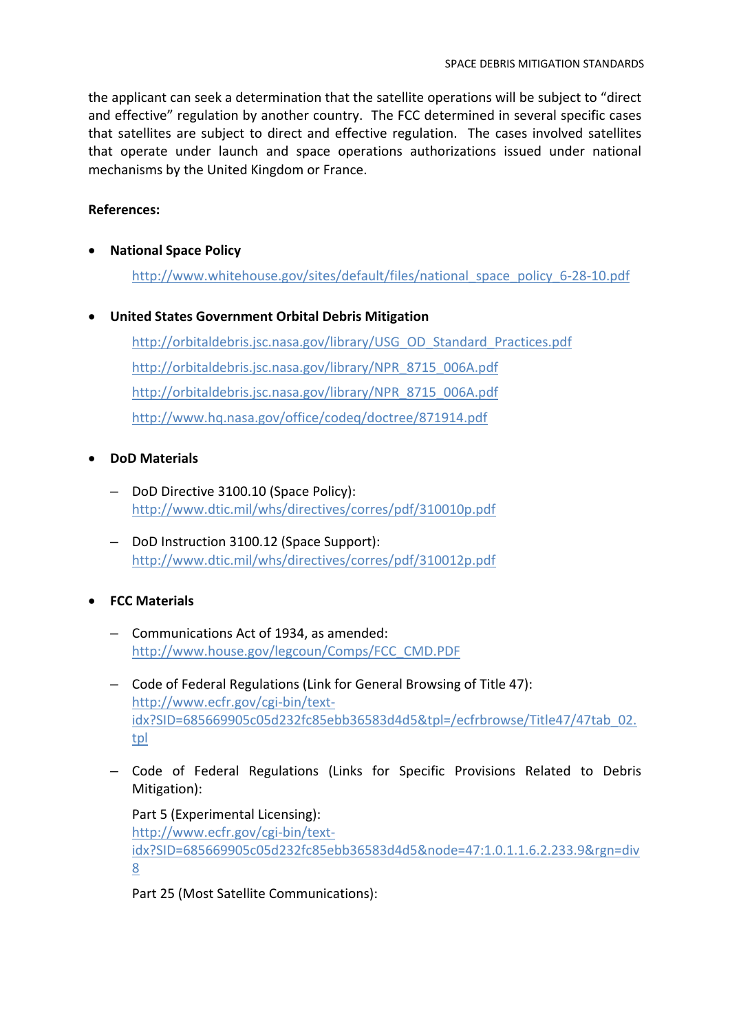the applicant can seek a determination that the satellite operations will be subject to "direct and effective" regulation by another country. The FCC determined in several specific cases that satellites are subject to direct and effective regulation. The cases involved satellites that operate under launch and space operations authorizations issued under national mechanisms by the United Kingdom or France.

**References:**

- **National Space Policy**

  http://www.whitehouse.gov/sites/default/files/national_space_policy_6-28-10.pdf

- **United States Government Orbital Debris Mitigation**

  http://orbitaldebris.jsc.nasa.gov/library/USG_OD_Standard_Practices.pdf

  http://orbitaldebris.jsc.nasa.gov/library/NPR_8715_006A.pdf

  http://orbitaldebris.jsc.nasa.gov/library/NPR_8715_006A.pdf

  http://www.hq.nasa.gov/office/codeq/doctree/871914.pdf

- **DoD Materials**

  – DoD Directive 3100.10 (Space Policy): http://www.dtic.mil/whs/directives/corres/pdf/310010p.pdf

  – DoD Instruction 3100.12 (Space Support): http://www.dtic.mil/whs/directives/corres/pdf/310012p.pdf

- **FCC Materials**

  – Communications Act of 1934, as amended: http://www.house.gov/legcoun/Comps/FCC_CMD.PDF

  – Code of Federal Regulations (Link for General Browsing of Title 47): http://www.ecfr.gov/cgi-bin/text-idx?SID=685669905c05d232fc85ebb36583d4d5&tpl=/ecfrbrowse/Title47/47tab_02.tpl

  – Code of Federal Regulations (Links for Specific Provisions Related to Debris Mitigation):

    Part 5 (Experimental Licensing): http://www.ecfr.gov/cgi-bin/text-idx?SID=685669905c05d232fc85ebb36583d4d5&node=47:1.0.1.1.6.2.233.9&rgn=div8

    Part 25 (Most Satellite Communications):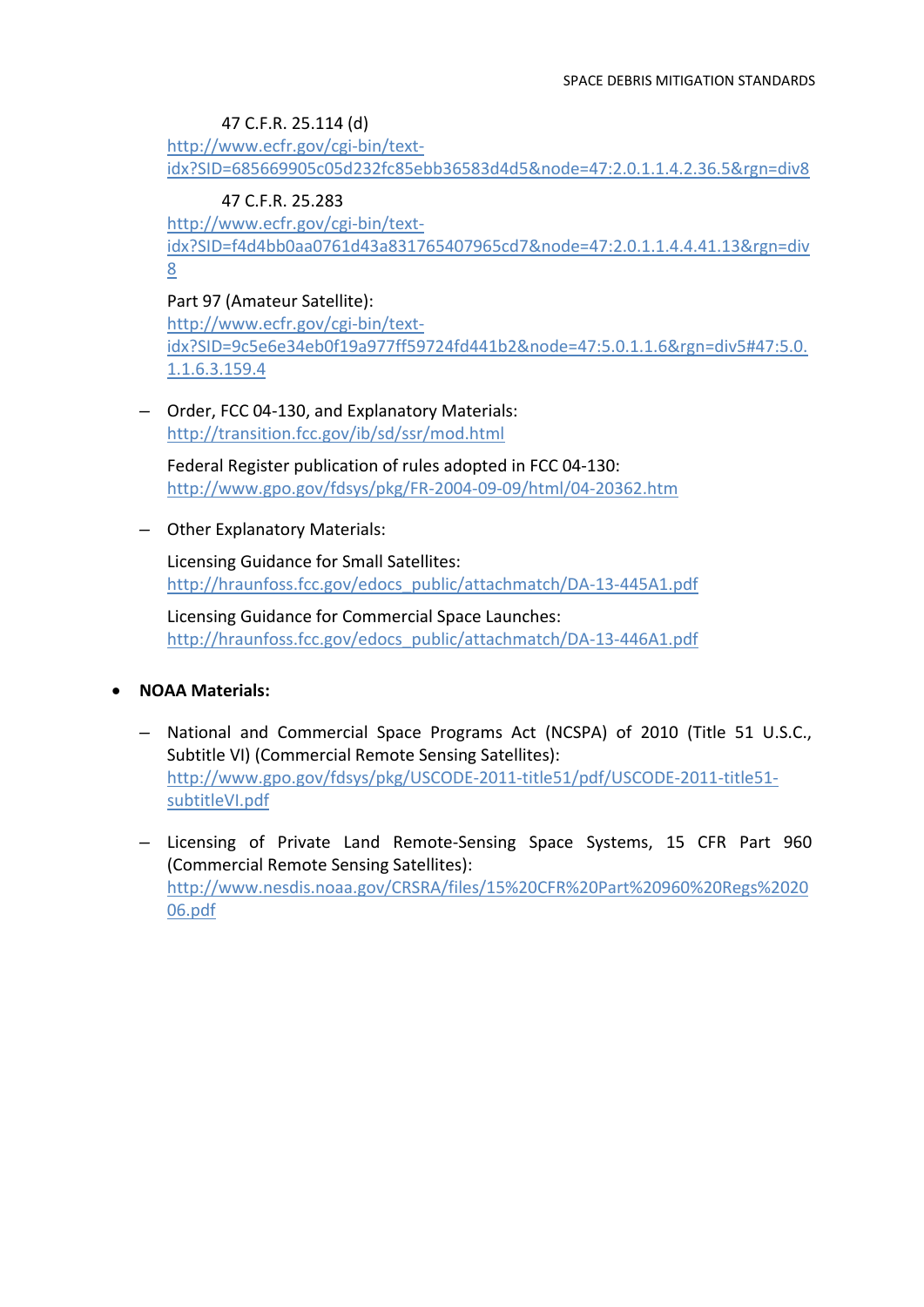47 C.F.R. 25.114 (d)
http://www.ecfr.gov/cgi-bin/text-idx?SID=685669905c05d232fc85ebb36583d4d5&node=47:2.0.1.1.4.2.36.5&rgn=div8

47 C.F.R. 25.283
http://www.ecfr.gov/cgi-bin/text-idx?SID=f4d4bb0aa0761d43a831765407965cd7&node=47:2.0.1.1.4.4.41.13&rgn=div8

Part 97 (Amateur Satellite):
http://www.ecfr.gov/cgi-bin/text-idx?SID=9c5e6e34eb0f19a977ff59724fd441b2&node=47:5.0.1.1.6&rgn=div5#47:5.0.1.1.6.3.159.4

– Order, FCC 04-130, and Explanatory Materials:
  http://transition.fcc.gov/ib/sd/ssr/mod.html

  Federal Register publication of rules adopted in FCC 04-130:
  http://www.gpo.gov/fdsys/pkg/FR-2004-09-09/html/04-20362.htm

– Other Explanatory Materials:

  Licensing Guidance for Small Satellites:
  http://hraunfoss.fcc.gov/edocs_public/attachmatch/DA-13-445A1.pdf

  Licensing Guidance for Commercial Space Launches:
  http://hraunfoss.fcc.gov/edocs_public/attachmatch/DA-13-446A1.pdf

- **NOAA Materials:**
  – National and Commercial Space Programs Act (NCSPA) of 2010 (Title 51 U.S.C., Subtitle VI) (Commercial Remote Sensing Satellites):
    http://www.gpo.gov/fdsys/pkg/USCODE-2011-title51/pdf/USCODE-2011-title51-subtitleVI.pdf
  – Licensing of Private Land Remote-Sensing Space Systems, 15 CFR Part 960 (Commercial Remote Sensing Satellites):
    http://www.nesdis.noaa.gov/CRSRA/files/15%20CFR%20Part%20960%20Regs%202006.pdf